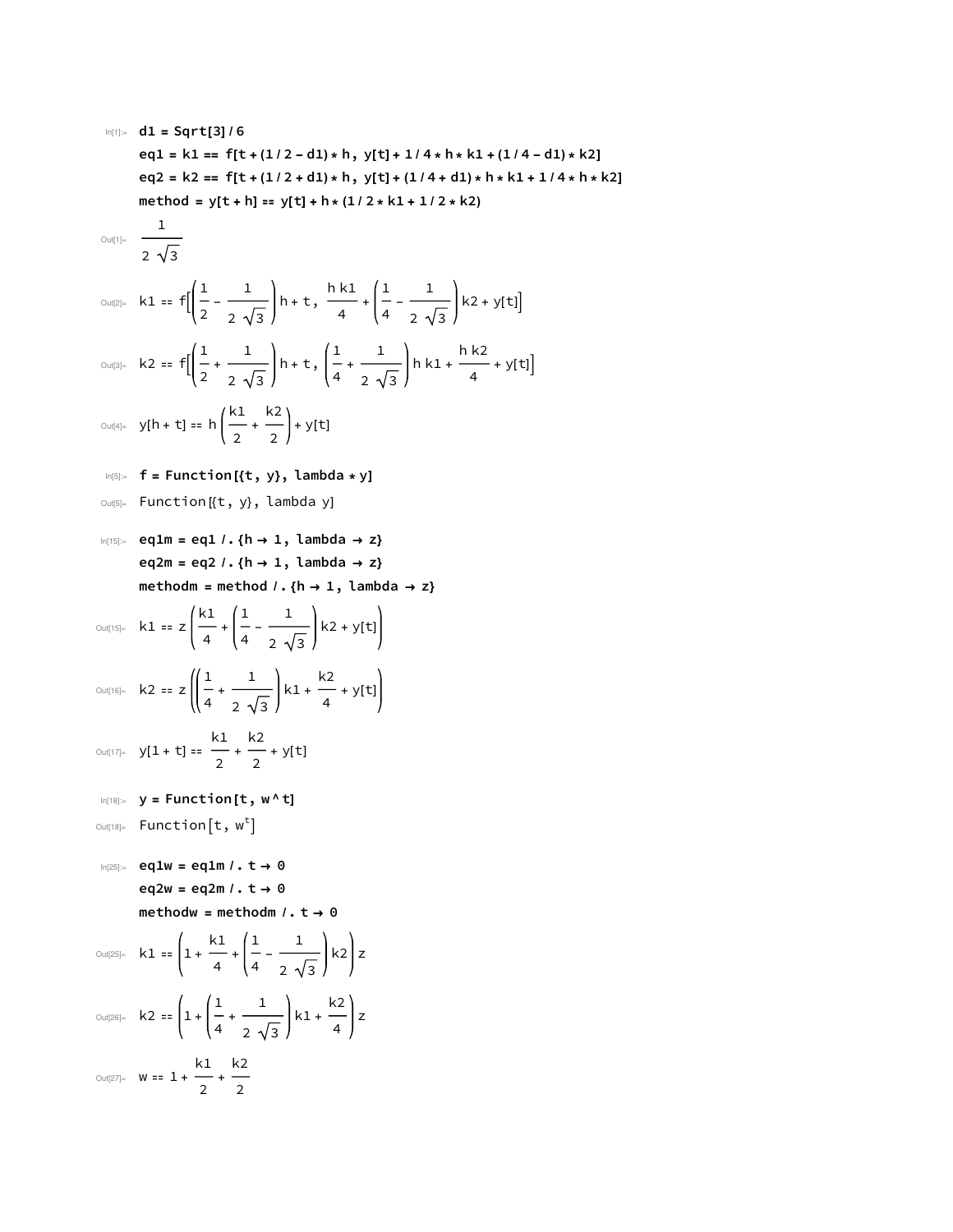In[1]:=

```
d1 = Sqrt[3] / 6
eq1 = k1 == f[t + (1 / 2 - d1) * h, y[t] + 1 / 4 * h * k1 + (1 / 4 - d1) * k2]
eq2 = k2 == f[t + (1 / 2 + d1) * h, y[t] + (1 / 4 + d1) * h * k1 + 1 / 4 * h * k2]
method = y[t + h] == y[t] + h * (1 / 2 * k1 + 1 / 2 * k2)
```

Out[1]=
$$\frac{1}{2\sqrt{3}}$$

Out[2]=
$$k1 == f\left[\left(\frac{1}{2}-\frac{1}{2\sqrt{3}}\right)h+t,\ \frac{h\,k1}{4}+\left(\frac{1}{4}-\frac{1}{2\sqrt{3}}\right)k2+y[t]\right]$$

Out[3]=
$$k2 == f\left[\left(\frac{1}{2}+\frac{1}{2\sqrt{3}}\right)h+t,\ \left(\frac{1}{4}+\frac{1}{2\sqrt{3}}\right)h\,k1+\frac{h\,k2}{4}+y[t]\right]$$

Out[4]=
$$y[h+t] == h\left(\frac{k1}{2}+\frac{k2}{2}\right)+y[t]$$

In[5]:=

```
f = Function[{t, y}, lambda * y]
```

Out[5]= Function[{t, y}, lambda y]

In[15]:=

```
eq1m = eq1 /. {h → 1, lambda → z}
eq2m = eq2 /. {h → 1, lambda → z}
methodm = method /. {h → 1, lambda → z}
```

Out[15]=
$$k1 == z\left(\frac{k1}{4}+\left(\frac{1}{4}-\frac{1}{2\sqrt{3}}\right)k2+y[t]\right)$$

Out[16]=
$$k2 == z\left(\left(\frac{1}{4}+\frac{1}{2\sqrt{3}}\right)k1+\frac{k2}{4}+y[t]\right)$$

Out[17]=
$$y[1+t] == \frac{k1}{2}+\frac{k2}{2}+y[t]$$

In[18]:=

```
y = Function[t, w ^ t]
```

Out[18]= Function$[t, w^t]$

In[25]:=

```
eq1w = eq1m /. t → 0
eq2w = eq2m /. t → 0
methodw = methodm /. t → 0
```

Out[25]=
$$k1 == \left(1+\frac{k1}{4}+\left(\frac{1}{4}-\frac{1}{2\sqrt{3}}\right)k2\right)z$$

Out[26]=
$$k2 == \left(1+\left(\frac{1}{4}+\frac{1}{2\sqrt{3}}\right)k1+\frac{k2}{4}\right)z$$

Out[27]=
$$w == 1+\frac{k1}{2}+\frac{k2}{2}$$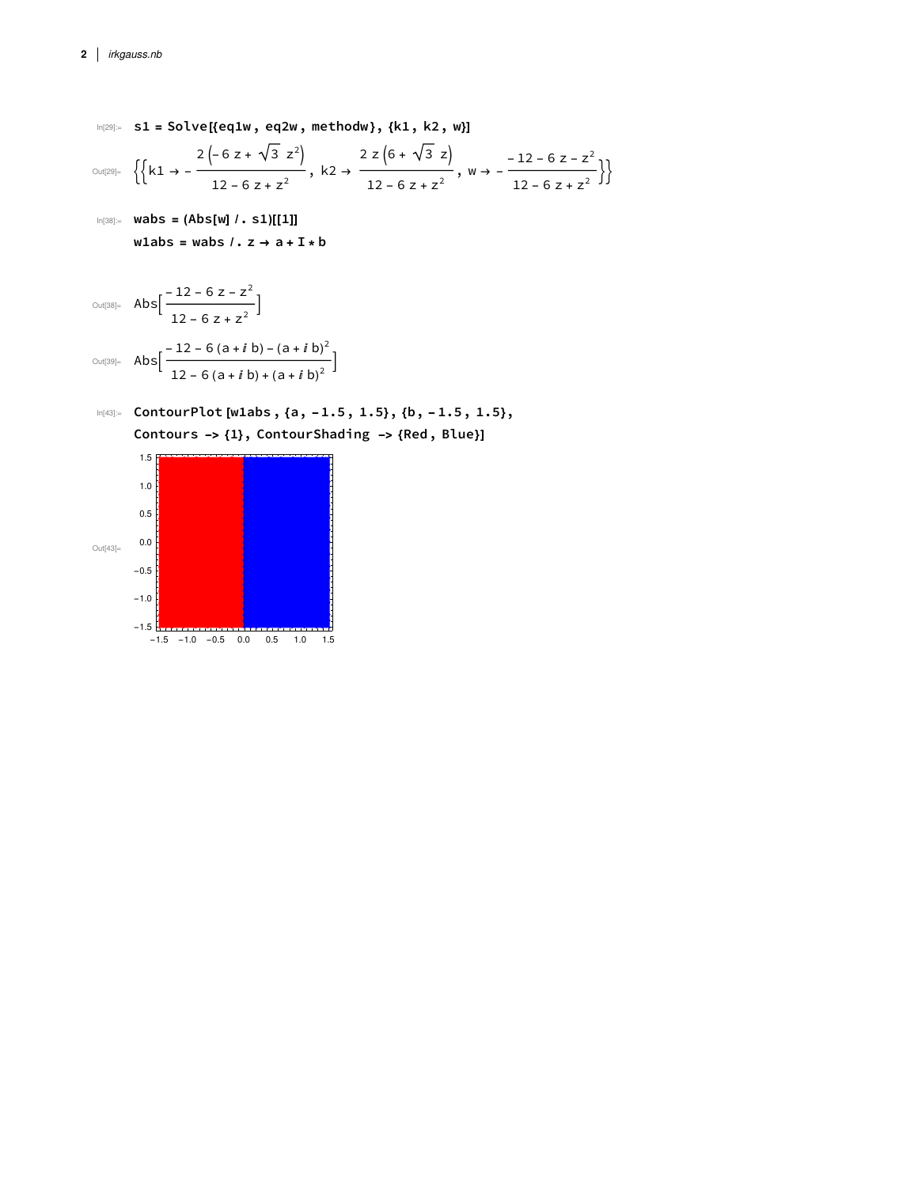In[29]:=
```
s1 = Solve[{eq1w, eq2w, methodw}, {k1, k2, w}]
```

Out[29]=
$$\left\{\left\{k1 \to -\frac{2\left(-6 z + \sqrt{3}\, z^2\right)}{12 - 6 z + z^2},\ k2 \to \frac{2 z\left(6 + \sqrt{3}\, z\right)}{12 - 6 z + z^2},\ w \to -\frac{-12 - 6 z - z^2}{12 - 6 z + z^2}\right\}\right\}$$

In[38]:=
```
wabs = (Abs[w] /. s1)[[1]]
w1abs = wabs /. z → a + I * b
```

Out[38]=
$$\text{Abs}\left[\frac{-12 - 6 z - z^2}{12 - 6 z + z^2}\right]$$

Out[39]=
$$\text{Abs}\left[\frac{-12 - 6 (a + i\, b) - (a + i\, b)^2}{12 - 6 (a + i\, b) + (a + i\, b)^2}\right]$$

In[43]:=
```
ContourPlot[w1abs, {a, -1.5, 1.5}, {b, -1.5, 1.5},
Contours -> {1}, ContourShading -> {Red, Blue}]
```

Out[43]=

1.5
1.0
0.5
0.0
−0.5
−1.0
−1.5
−1.5 −1.0 −0.5 0.0 0.5 1.0 1.5